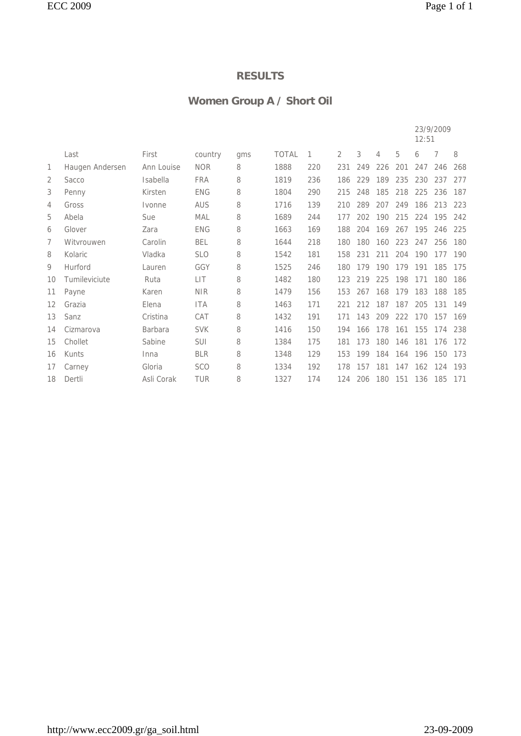## RESULTS

## Women Group A / Short Oil

23/9/2009 12:51

|  | Last | First | country | gms | TOTAL | 1 | 2 | 3 | 4 | 5 | 6 | 7 | 8 |
|---|---|---|---|---|---|---|---|---|---|---|---|---|---|
| 1 | Haugen Andersen | Ann Louise | NOR | 8 | 1888 | 220 | 231 | 249 | 226 | 201 | 247 | 246 | 268 |
| 2 | Sacco | Isabella | FRA | 8 | 1819 | 236 | 186 | 229 | 189 | 235 | 230 | 237 | 277 |
| 3 | Penny | Kirsten | ENG | 8 | 1804 | 290 | 215 | 248 | 185 | 218 | 225 | 236 | 187 |
| 4 | Gross | Ivonne | AUS | 8 | 1716 | 139 | 210 | 289 | 207 | 249 | 186 | 213 | 223 |
| 5 | Abela | Sue | MAL | 8 | 1689 | 244 | 177 | 202 | 190 | 215 | 224 | 195 | 242 |
| 6 | Glover | Zara | ENG | 8 | 1663 | 169 | 188 | 204 | 169 | 267 | 195 | 246 | 225 |
| 7 | Witvrouwen | Carolin | BEL | 8 | 1644 | 218 | 180 | 180 | 160 | 223 | 247 | 256 | 180 |
| 8 | Kolaric | Vladka | SLO | 8 | 1542 | 181 | 158 | 231 | 211 | 204 | 190 | 177 | 190 |
| 9 | Hurford | Lauren | GGY | 8 | 1525 | 246 | 180 | 179 | 190 | 179 | 191 | 185 | 175 |
| 10 | Tumileviciute | Ruta | LIT | 8 | 1482 | 180 | 123 | 219 | 225 | 198 | 171 | 180 | 186 |
| 11 | Payne | Karen | NIR | 8 | 1479 | 156 | 153 | 267 | 168 | 179 | 183 | 188 | 185 |
| 12 | Grazia | Elena | ITA | 8 | 1463 | 171 | 221 | 212 | 187 | 187 | 205 | 131 | 149 |
| 13 | Sanz | Cristina | CAT | 8 | 1432 | 191 | 171 | 143 | 209 | 222 | 170 | 157 | 169 |
| 14 | Cizmarova | Barbara | SVK | 8 | 1416 | 150 | 194 | 166 | 178 | 161 | 155 | 174 | 238 |
| 15 | Chollet | Sabine | SUI | 8 | 1384 | 175 | 181 | 173 | 180 | 146 | 181 | 176 | 172 |
| 16 | Kunts | Inna | BLR | 8 | 1348 | 129 | 153 | 199 | 184 | 164 | 196 | 150 | 173 |
| 17 | Carney | Gloria | SCO | 8 | 1334 | 192 | 178 | 157 | 181 | 147 | 162 | 124 | 193 |
| 18 | Dertli | Asli Corak | TUR | 8 | 1327 | 174 | 124 | 206 | 180 | 151 | 136 | 185 | 171 |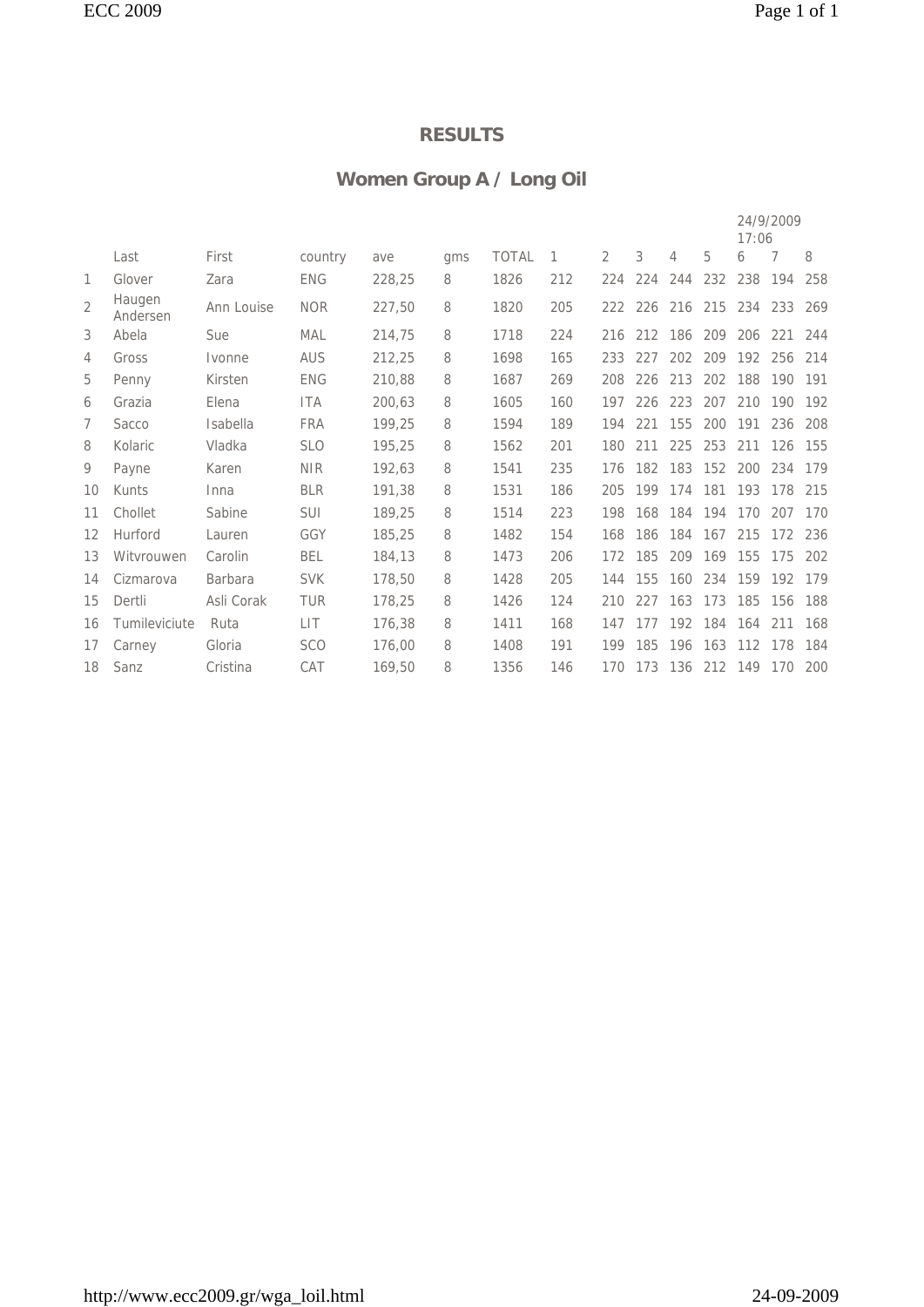# RESULTS

## Women Group A / Long Oil

24/9/2009 17:06

| | Last | First | country | ave | gms | TOTAL | 1 | 2 | 3 | 4 | 5 | 6 | 7 | 8 |
|---|---|---|---|---|---|---|---|---|---|---|---|---|---|---|
| 1 | Glover | Zara | ENG | 228,25 | 8 | 1826 | 212 | 224 | 224 | 244 | 232 | 238 | 194 | 258 |
| 2 | Haugen Andersen | Ann Louise | NOR | 227,50 | 8 | 1820 | 205 | 222 | 226 | 216 | 215 | 234 | 233 | 269 |
| 3 | Abela | Sue | MAL | 214,75 | 8 | 1718 | 224 | 216 | 212 | 186 | 209 | 206 | 221 | 244 |
| 4 | Gross | Ivonne | AUS | 212,25 | 8 | 1698 | 165 | 233 | 227 | 202 | 209 | 192 | 256 | 214 |
| 5 | Penny | Kirsten | ENG | 210,88 | 8 | 1687 | 269 | 208 | 226 | 213 | 202 | 188 | 190 | 191 |
| 6 | Grazia | Elena | ITA | 200,63 | 8 | 1605 | 160 | 197 | 226 | 223 | 207 | 210 | 190 | 192 |
| 7 | Sacco | Isabella | FRA | 199,25 | 8 | 1594 | 189 | 194 | 221 | 155 | 200 | 191 | 236 | 208 |
| 8 | Kolaric | Vladka | SLO | 195,25 | 8 | 1562 | 201 | 180 | 211 | 225 | 253 | 211 | 126 | 155 |
| 9 | Payne | Karen | NIR | 192,63 | 8 | 1541 | 235 | 176 | 182 | 183 | 152 | 200 | 234 | 179 |
| 10 | Kunts | Inna | BLR | 191,38 | 8 | 1531 | 186 | 205 | 199 | 174 | 181 | 193 | 178 | 215 |
| 11 | Chollet | Sabine | SUI | 189,25 | 8 | 1514 | 223 | 198 | 168 | 184 | 194 | 170 | 207 | 170 |
| 12 | Hurford | Lauren | GGY | 185,25 | 8 | 1482 | 154 | 168 | 186 | 184 | 167 | 215 | 172 | 236 |
| 13 | Witvrouwen | Carolin | BEL | 184,13 | 8 | 1473 | 206 | 172 | 185 | 209 | 169 | 155 | 175 | 202 |
| 14 | Cizmarova | Barbara | SVK | 178,50 | 8 | 1428 | 205 | 144 | 155 | 160 | 234 | 159 | 192 | 179 |
| 15 | Dertli | Asli Corak | TUR | 178,25 | 8 | 1426 | 124 | 210 | 227 | 163 | 173 | 185 | 156 | 188 |
| 16 | Tumileviciute | Ruta | LIT | 176,38 | 8 | 1411 | 168 | 147 | 177 | 192 | 184 | 164 | 211 | 168 |
| 17 | Carney | Gloria | SCO | 176,00 | 8 | 1408 | 191 | 199 | 185 | 196 | 163 | 112 | 178 | 184 |
| 18 | Sanz | Cristina | CAT | 169,50 | 8 | 1356 | 146 | 170 | 173 | 136 | 212 | 149 | 170 | 200 |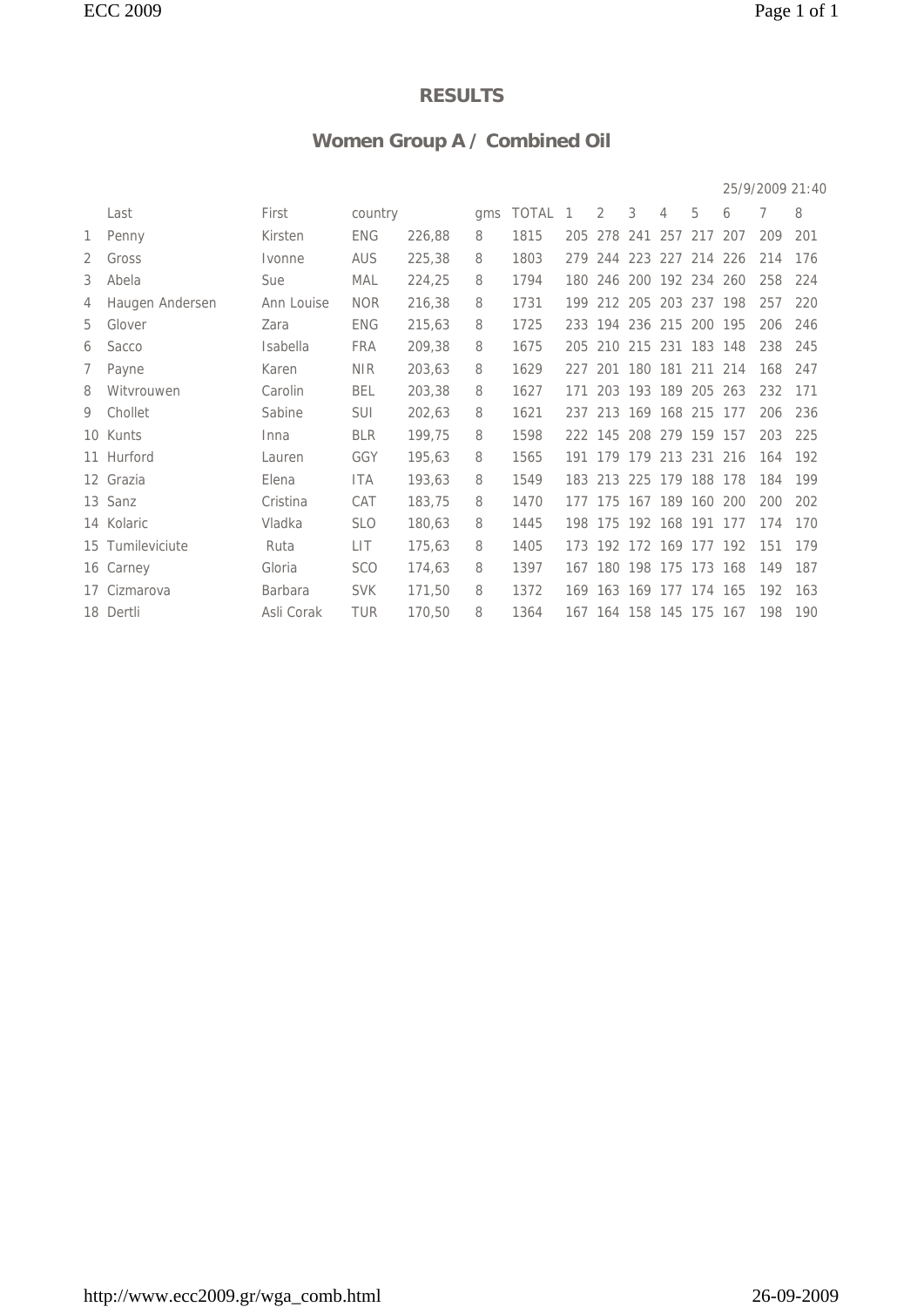# RESULTS

## Women Group A / Combined Oil

25/9/2009 21:40

| | Last | First | country | | gms | TOTAL | 1 | 2 | 3 | 4 | 5 | 6 | 7 | 8 |
|---|---|---|---|---|---|---|---|---|---|---|---|---|---|---|
| 1 | Penny | Kirsten | ENG | 226,88 | 8 | 1815 | 205 | 278 | 241 | 257 | 217 | 207 | 209 | 201 |
| 2 | Gross | Ivonne | AUS | 225,38 | 8 | 1803 | 279 | 244 | 223 | 227 | 214 | 226 | 214 | 176 |
| 3 | Abela | Sue | MAL | 224,25 | 8 | 1794 | 180 | 246 | 200 | 192 | 234 | 260 | 258 | 224 |
| 4 | Haugen Andersen | Ann Louise | NOR | 216,38 | 8 | 1731 | 199 | 212 | 205 | 203 | 237 | 198 | 257 | 220 |
| 5 | Glover | Zara | ENG | 215,63 | 8 | 1725 | 233 | 194 | 236 | 215 | 200 | 195 | 206 | 246 |
| 6 | Sacco | Isabella | FRA | 209,38 | 8 | 1675 | 205 | 210 | 215 | 231 | 183 | 148 | 238 | 245 |
| 7 | Payne | Karen | NIR | 203,63 | 8 | 1629 | 227 | 201 | 180 | 181 | 211 | 214 | 168 | 247 |
| 8 | Witvrouwen | Carolin | BEL | 203,38 | 8 | 1627 | 171 | 203 | 193 | 189 | 205 | 263 | 232 | 171 |
| 9 | Chollet | Sabine | SUI | 202,63 | 8 | 1621 | 237 | 213 | 169 | 168 | 215 | 177 | 206 | 236 |
| 10 | Kunts | Inna | BLR | 199,75 | 8 | 1598 | 222 | 145 | 208 | 279 | 159 | 157 | 203 | 225 |
| 11 | Hurford | Lauren | GGY | 195,63 | 8 | 1565 | 191 | 179 | 179 | 213 | 231 | 216 | 164 | 192 |
| 12 | Grazia | Elena | ITA | 193,63 | 8 | 1549 | 183 | 213 | 225 | 179 | 188 | 178 | 184 | 199 |
| 13 | Sanz | Cristina | CAT | 183,75 | 8 | 1470 | 177 | 175 | 167 | 189 | 160 | 200 | 200 | 202 |
| 14 | Kolaric | Vladka | SLO | 180,63 | 8 | 1445 | 198 | 175 | 192 | 168 | 191 | 177 | 174 | 170 |
| 15 | Tumileviciute | Ruta | LIT | 175,63 | 8 | 1405 | 173 | 192 | 172 | 169 | 177 | 192 | 151 | 179 |
| 16 | Carney | Gloria | SCO | 174,63 | 8 | 1397 | 167 | 180 | 198 | 175 | 173 | 168 | 149 | 187 |
| 17 | Cizmarova | Barbara | SVK | 171,50 | 8 | 1372 | 169 | 163 | 169 | 177 | 174 | 165 | 192 | 163 |
| 18 | Dertli | Asli Corak | TUR | 170,50 | 8 | 1364 | 167 | 164 | 158 | 145 | 175 | 167 | 198 | 190 |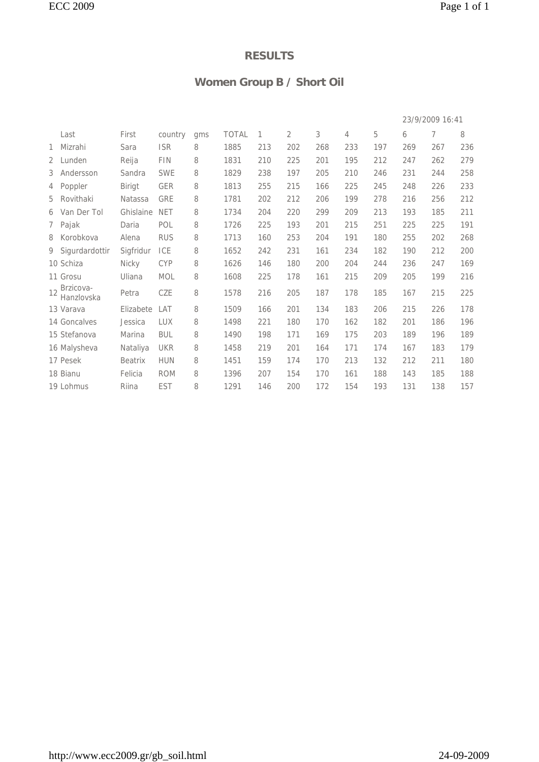# RESULTS

## Women Group B / Short Oil

23/9/2009 16:41

| | Last | First | country | gms | TOTAL | 1 | 2 | 3 | 4 | 5 | 6 | 7 | 8 |
|---|---|---|---|---|---|---|---|---|---|---|---|---|---|
| 1 | Mizrahi | Sara | ISR | 8 | 1885 | 213 | 202 | 268 | 233 | 197 | 269 | 267 | 236 |
| 2 | Lunden | Reija | FIN | 8 | 1831 | 210 | 225 | 201 | 195 | 212 | 247 | 262 | 279 |
| 3 | Andersson | Sandra | SWE | 8 | 1829 | 238 | 197 | 205 | 210 | 246 | 231 | 244 | 258 |
| 4 | Poppler | Birigt | GER | 8 | 1813 | 255 | 215 | 166 | 225 | 245 | 248 | 226 | 233 |
| 5 | Rovithaki | Natassa | GRE | 8 | 1781 | 202 | 212 | 206 | 199 | 278 | 216 | 256 | 212 |
| 6 | Van Der Tol | Ghislaine | NET | 8 | 1734 | 204 | 220 | 299 | 209 | 213 | 193 | 185 | 211 |
| 7 | Pajak | Daria | POL | 8 | 1726 | 225 | 193 | 201 | 215 | 251 | 225 | 225 | 191 |
| 8 | Korobkova | Alena | RUS | 8 | 1713 | 160 | 253 | 204 | 191 | 180 | 255 | 202 | 268 |
| 9 | Sigurdardottir | Sigfridur | ICE | 8 | 1652 | 242 | 231 | 161 | 234 | 182 | 190 | 212 | 200 |
| 10 | Schiza | Nicky | CYP | 8 | 1626 | 146 | 180 | 200 | 204 | 244 | 236 | 247 | 169 |
| 11 | Grosu | Uliana | MOL | 8 | 1608 | 225 | 178 | 161 | 215 | 209 | 205 | 199 | 216 |
| 12 | Brzicova-Hanzlovska | Petra | CZE | 8 | 1578 | 216 | 205 | 187 | 178 | 185 | 167 | 215 | 225 |
| 13 | Varava | Elizabete | LAT | 8 | 1509 | 166 | 201 | 134 | 183 | 206 | 215 | 226 | 178 |
| 14 | Goncalves | Jessica | LUX | 8 | 1498 | 221 | 180 | 170 | 162 | 182 | 201 | 186 | 196 |
| 15 | Stefanova | Marina | BUL | 8 | 1490 | 198 | 171 | 169 | 175 | 203 | 189 | 196 | 189 |
| 16 | Malysheva | Nataliya | UKR | 8 | 1458 | 219 | 201 | 164 | 171 | 174 | 167 | 183 | 179 |
| 17 | Pesek | Beatrix | HUN | 8 | 1451 | 159 | 174 | 170 | 213 | 132 | 212 | 211 | 180 |
| 18 | Bianu | Felicia | ROM | 8 | 1396 | 207 | 154 | 170 | 161 | 188 | 143 | 185 | 188 |
| 19 | Lohmus | Riina | EST | 8 | 1291 | 146 | 200 | 172 | 154 | 193 | 131 | 138 | 157 |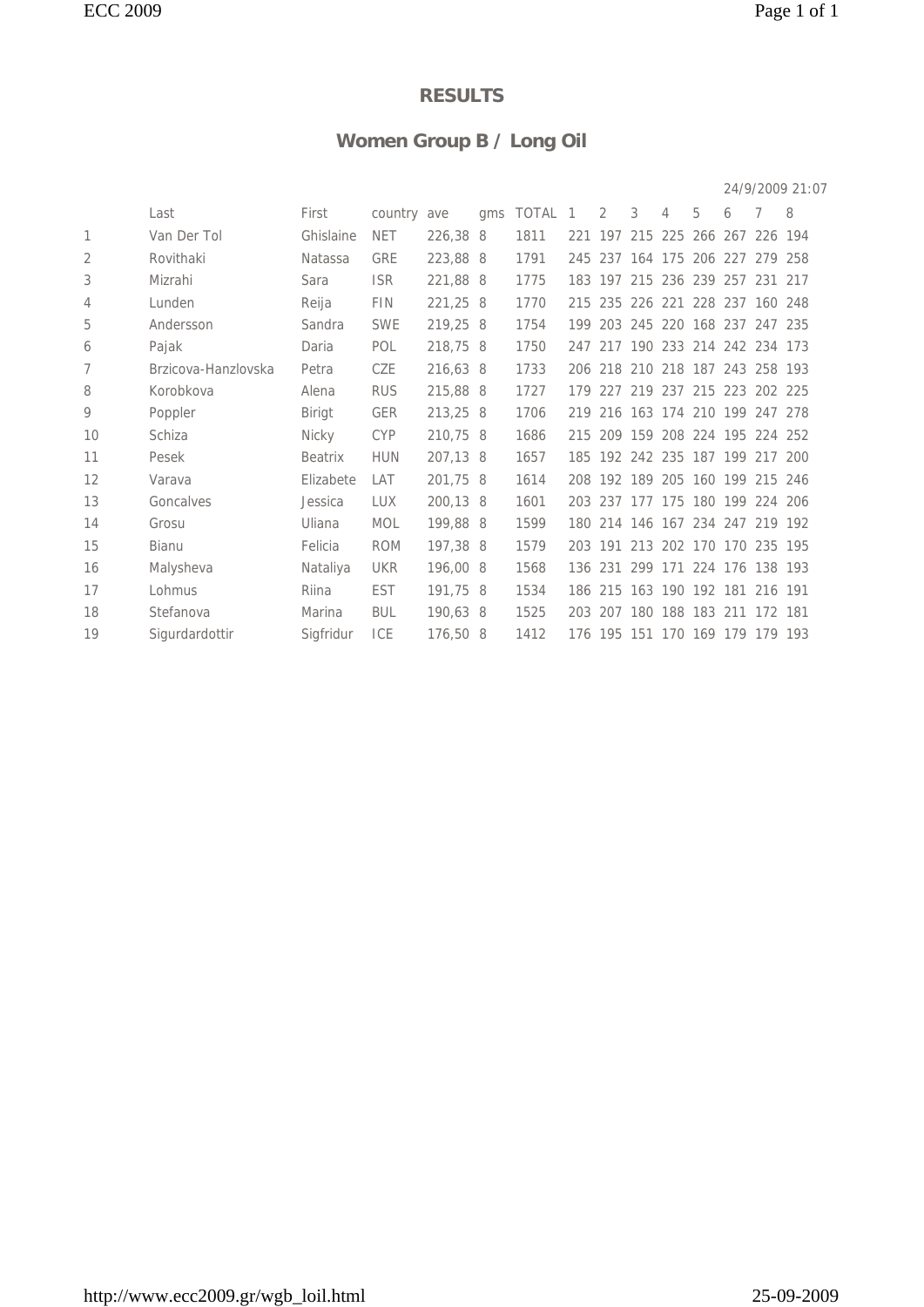# RESULTS

## Women Group B / Long Oil

24/9/2009 21:07

| | Last | First | country | ave | gms | TOTAL | 1 | 2 | 3 | 4 | 5 | 6 | 7 | 8 |
|---|---|---|---|---|---|---|---|---|---|---|---|---|---|---|
| 1 | Van Der Tol | Ghislaine | NET | 226,38 | 8 | 1811 | 221 | 197 | 215 | 225 | 266 | 267 | 226 | 194 |
| 2 | Rovithaki | Natassa | GRE | 223,88 | 8 | 1791 | 245 | 237 | 164 | 175 | 206 | 227 | 279 | 258 |
| 3 | Mizrahi | Sara | ISR | 221,88 | 8 | 1775 | 183 | 197 | 215 | 236 | 239 | 257 | 231 | 217 |
| 4 | Lunden | Reija | FIN | 221,25 | 8 | 1770 | 215 | 235 | 226 | 221 | 228 | 237 | 160 | 248 |
| 5 | Andersson | Sandra | SWE | 219,25 | 8 | 1754 | 199 | 203 | 245 | 220 | 168 | 237 | 247 | 235 |
| 6 | Pajak | Daria | POL | 218,75 | 8 | 1750 | 247 | 217 | 190 | 233 | 214 | 242 | 234 | 173 |
| 7 | Brzicova-Hanzlovska | Petra | CZE | 216,63 | 8 | 1733 | 206 | 218 | 210 | 218 | 187 | 243 | 258 | 193 |
| 8 | Korobkova | Alena | RUS | 215,88 | 8 | 1727 | 179 | 227 | 219 | 237 | 215 | 223 | 202 | 225 |
| 9 | Poppler | Birigt | GER | 213,25 | 8 | 1706 | 219 | 216 | 163 | 174 | 210 | 199 | 247 | 278 |
| 10 | Schiza | Nicky | CYP | 210,75 | 8 | 1686 | 215 | 209 | 159 | 208 | 224 | 195 | 224 | 252 |
| 11 | Pesek | Beatrix | HUN | 207,13 | 8 | 1657 | 185 | 192 | 242 | 235 | 187 | 199 | 217 | 200 |
| 12 | Varava | Elizabete | LAT | 201,75 | 8 | 1614 | 208 | 192 | 189 | 205 | 160 | 199 | 215 | 246 |
| 13 | Goncalves | Jessica | LUX | 200,13 | 8 | 1601 | 203 | 237 | 177 | 175 | 180 | 199 | 224 | 206 |
| 14 | Grosu | Uliana | MOL | 199,88 | 8 | 1599 | 180 | 214 | 146 | 167 | 234 | 247 | 219 | 192 |
| 15 | Bianu | Felicia | ROM | 197,38 | 8 | 1579 | 203 | 191 | 213 | 202 | 170 | 170 | 235 | 195 |
| 16 | Malysheva | Nataliya | UKR | 196,00 | 8 | 1568 | 136 | 231 | 299 | 171 | 224 | 176 | 138 | 193 |
| 17 | Lohmus | Riina | EST | 191,75 | 8 | 1534 | 186 | 215 | 163 | 190 | 192 | 181 | 216 | 191 |
| 18 | Stefanova | Marina | BUL | 190,63 | 8 | 1525 | 203 | 207 | 180 | 188 | 183 | 211 | 172 | 181 |
| 19 | Sigurdardottir | Sigfridur | ICE | 176,50 | 8 | 1412 | 176 | 195 | 151 | 170 | 169 | 179 | 179 | 193 |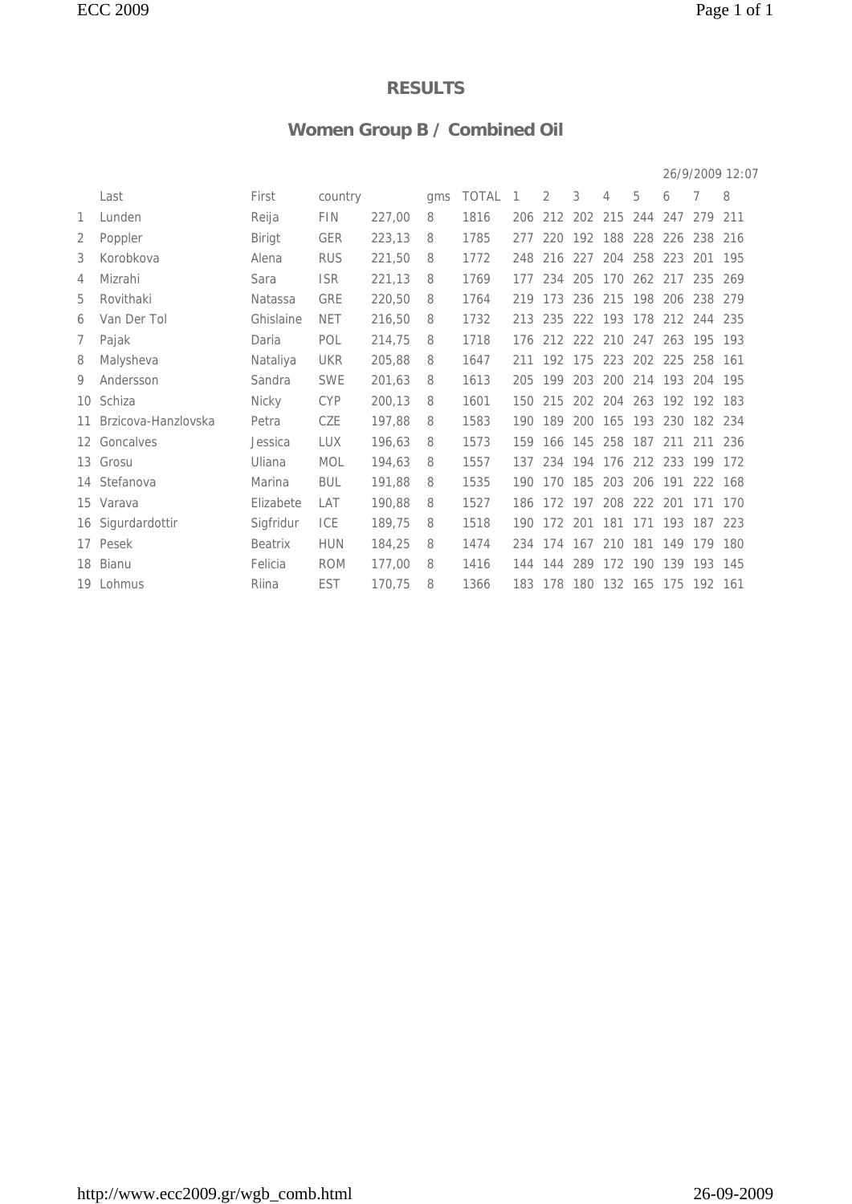## RESULTS

## Women Group B / Combined Oil

26/9/2009 12:07

| | Last | First | country | | gms | TOTAL | 1 | 2 | 3 | 4 | 5 | 6 | 7 | 8 |
|---|---|---|---|---|---|---|---|---|---|---|---|---|---|---|
| 1 | Lunden | Reija | FIN | 227,00 | 8 | 1816 | 206 | 212 | 202 | 215 | 244 | 247 | 279 | 211 |
| 2 | Poppler | Birigt | GER | 223,13 | 8 | 1785 | 277 | 220 | 192 | 188 | 228 | 226 | 238 | 216 |
| 3 | Korobkova | Alena | RUS | 221,50 | 8 | 1772 | 248 | 216 | 227 | 204 | 258 | 223 | 201 | 195 |
| 4 | Mizrahi | Sara | ISR | 221,13 | 8 | 1769 | 177 | 234 | 205 | 170 | 262 | 217 | 235 | 269 |
| 5 | Rovithaki | Natassa | GRE | 220,50 | 8 | 1764 | 219 | 173 | 236 | 215 | 198 | 206 | 238 | 279 |
| 6 | Van Der Tol | Ghislaine | NET | 216,50 | 8 | 1732 | 213 | 235 | 222 | 193 | 178 | 212 | 244 | 235 |
| 7 | Pajak | Daria | POL | 214,75 | 8 | 1718 | 176 | 212 | 222 | 210 | 247 | 263 | 195 | 193 |
| 8 | Malysheva | Nataliya | UKR | 205,88 | 8 | 1647 | 211 | 192 | 175 | 223 | 202 | 225 | 258 | 161 |
| 9 | Andersson | Sandra | SWE | 201,63 | 8 | 1613 | 205 | 199 | 203 | 200 | 214 | 193 | 204 | 195 |
| 10 | Schiza | Nicky | CYP | 200,13 | 8 | 1601 | 150 | 215 | 202 | 204 | 263 | 192 | 192 | 183 |
| 11 | Brzicova-Hanzlovska | Petra | CZE | 197,88 | 8 | 1583 | 190 | 189 | 200 | 165 | 193 | 230 | 182 | 234 |
| 12 | Goncalves | Jessica | LUX | 196,63 | 8 | 1573 | 159 | 166 | 145 | 258 | 187 | 211 | 211 | 236 |
| 13 | Grosu | Uliana | MOL | 194,63 | 8 | 1557 | 137 | 234 | 194 | 176 | 212 | 233 | 199 | 172 |
| 14 | Stefanova | Marina | BUL | 191,88 | 8 | 1535 | 190 | 170 | 185 | 203 | 206 | 191 | 222 | 168 |
| 15 | Varava | Elizabete | LAT | 190,88 | 8 | 1527 | 186 | 172 | 197 | 208 | 222 | 201 | 171 | 170 |
| 16 | Sigurdardottir | Sigfridur | ICE | 189,75 | 8 | 1518 | 190 | 172 | 201 | 181 | 171 | 193 | 187 | 223 |
| 17 | Pesek | Beatrix | HUN | 184,25 | 8 | 1474 | 234 | 174 | 167 | 210 | 181 | 149 | 179 | 180 |
| 18 | Bianu | Felicia | ROM | 177,00 | 8 | 1416 | 144 | 144 | 289 | 172 | 190 | 139 | 193 | 145 |
| 19 | Lohmus | Riina | EST | 170,75 | 8 | 1366 | 183 | 178 | 180 | 132 | 165 | 175 | 192 | 161 |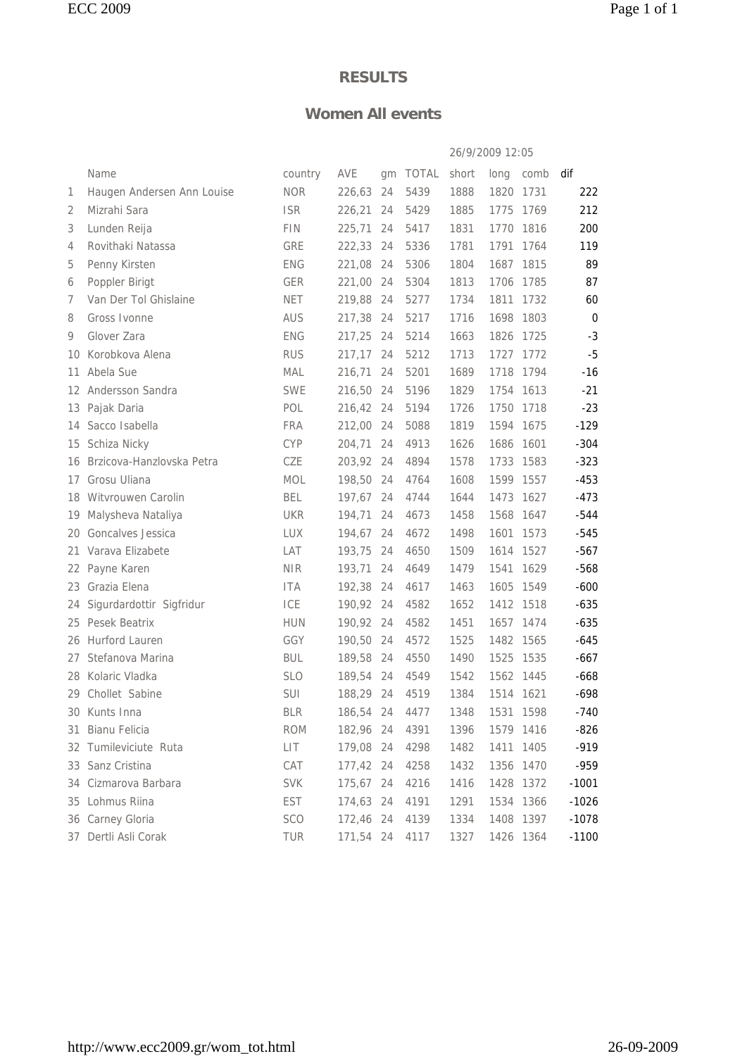# RESULTS

## Women All events

26/9/2009 12:05

| | Name | country | AVE | gm | TOTAL | short | long | comb | dif |
|---|---|---|---|---|---|---|---|---|---|
| 1 | Haugen Andersen Ann Louise | NOR | 226,63 | 24 | 5439 | 1888 | 1820 | 1731 | 222 |
| 2 | Mizrahi Sara | ISR | 226,21 | 24 | 5429 | 1885 | 1775 | 1769 | 212 |
| 3 | Lunden Reija | FIN | 225,71 | 24 | 5417 | 1831 | 1770 | 1816 | 200 |
| 4 | Rovithaki Natassa | GRE | 222,33 | 24 | 5336 | 1781 | 1791 | 1764 | 119 |
| 5 | Penny Kirsten | ENG | 221,08 | 24 | 5306 | 1804 | 1687 | 1815 | 89 |
| 6 | Poppler Birigt | GER | 221,00 | 24 | 5304 | 1813 | 1706 | 1785 | 87 |
| 7 | Van Der Tol Ghislaine | NET | 219,88 | 24 | 5277 | 1734 | 1811 | 1732 | 60 |
| 8 | Gross Ivonne | AUS | 217,38 | 24 | 5217 | 1716 | 1698 | 1803 | 0 |
| 9 | Glover Zara | ENG | 217,25 | 24 | 5214 | 1663 | 1826 | 1725 | -3 |
| 10 | Korobkova Alena | RUS | 217,17 | 24 | 5212 | 1713 | 1727 | 1772 | -5 |
| 11 | Abela Sue | MAL | 216,71 | 24 | 5201 | 1689 | 1718 | 1794 | -16 |
| 12 | Andersson Sandra | SWE | 216,50 | 24 | 5196 | 1829 | 1754 | 1613 | -21 |
| 13 | Pajak Daria | POL | 216,42 | 24 | 5194 | 1726 | 1750 | 1718 | -23 |
| 14 | Sacco Isabella | FRA | 212,00 | 24 | 5088 | 1819 | 1594 | 1675 | -129 |
| 15 | Schiza Nicky | CYP | 204,71 | 24 | 4913 | 1626 | 1686 | 1601 | -304 |
| 16 | Brzicova-Hanzlovska Petra | CZE | 203,92 | 24 | 4894 | 1578 | 1733 | 1583 | -323 |
| 17 | Grosu Uliana | MOL | 198,50 | 24 | 4764 | 1608 | 1599 | 1557 | -453 |
| 18 | Witvrouwen Carolin | BEL | 197,67 | 24 | 4744 | 1644 | 1473 | 1627 | -473 |
| 19 | Malysheva Nataliya | UKR | 194,71 | 24 | 4673 | 1458 | 1568 | 1647 | -544 |
| 20 | Goncalves Jessica | LUX | 194,67 | 24 | 4672 | 1498 | 1601 | 1573 | -545 |
| 21 | Varava Elizabete | LAT | 193,75 | 24 | 4650 | 1509 | 1614 | 1527 | -567 |
| 22 | Payne Karen | NIR | 193,71 | 24 | 4649 | 1479 | 1541 | 1629 | -568 |
| 23 | Grazia Elena | ITA | 192,38 | 24 | 4617 | 1463 | 1605 | 1549 | -600 |
| 24 | Sigurdardottir Sigfridur | ICE | 190,92 | 24 | 4582 | 1652 | 1412 | 1518 | -635 |
| 25 | Pesek Beatrix | HUN | 190,92 | 24 | 4582 | 1451 | 1657 | 1474 | -635 |
| 26 | Hurford Lauren | GGY | 190,50 | 24 | 4572 | 1525 | 1482 | 1565 | -645 |
| 27 | Stefanova Marina | BUL | 189,58 | 24 | 4550 | 1490 | 1525 | 1535 | -667 |
| 28 | Kolaric Vladka | SLO | 189,54 | 24 | 4549 | 1542 | 1562 | 1445 | -668 |
| 29 | Chollet Sabine | SUI | 188,29 | 24 | 4519 | 1384 | 1514 | 1621 | -698 |
| 30 | Kunts Inna | BLR | 186,54 | 24 | 4477 | 1348 | 1531 | 1598 | -740 |
| 31 | Bianu Felicia | ROM | 182,96 | 24 | 4391 | 1396 | 1579 | 1416 | -826 |
| 32 | Tumileviciute Ruta | LIT | 179,08 | 24 | 4298 | 1482 | 1411 | 1405 | -919 |
| 33 | Sanz Cristina | CAT | 177,42 | 24 | 4258 | 1432 | 1356 | 1470 | -959 |
| 34 | Cizmarova Barbara | SVK | 175,67 | 24 | 4216 | 1416 | 1428 | 1372 | -1001 |
| 35 | Lohmus Riina | EST | 174,63 | 24 | 4191 | 1291 | 1534 | 1366 | -1026 |
| 36 | Carney Gloria | SCO | 172,46 | 24 | 4139 | 1334 | 1408 | 1397 | -1078 |
| 37 | Dertli Asli Corak | TUR | 171,54 | 24 | 4117 | 1327 | 1426 | 1364 | -1100 |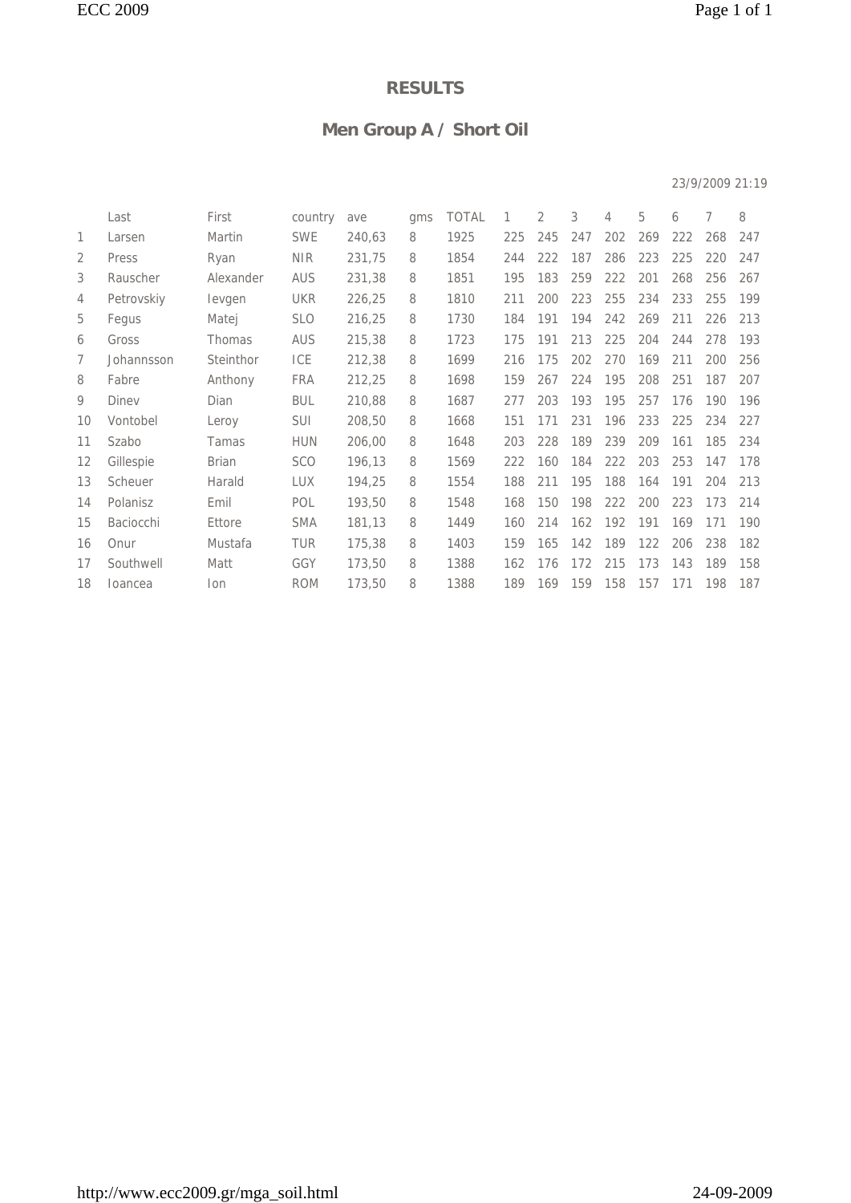# RESULTS

## Men Group A / Short Oil

23/9/2009 21:19

| | Last | First | country | ave | gms | TOTAL | 1 | 2 | 3 | 4 | 5 | 6 | 7 | 8 |
|---|---|---|---|---|---|---|---|---|---|---|---|---|---|---|
| 1 | Larsen | Martin | SWE | 240,63 | 8 | 1925 | 225 | 245 | 247 | 202 | 269 | 222 | 268 | 247 |
| 2 | Press | Ryan | NIR | 231,75 | 8 | 1854 | 244 | 222 | 187 | 286 | 223 | 225 | 220 | 247 |
| 3 | Rauscher | Alexander | AUS | 231,38 | 8 | 1851 | 195 | 183 | 259 | 222 | 201 | 268 | 256 | 267 |
| 4 | Petrovskiy | Ievgen | UKR | 226,25 | 8 | 1810 | 211 | 200 | 223 | 255 | 234 | 233 | 255 | 199 |
| 5 | Fegus | Matej | SLO | 216,25 | 8 | 1730 | 184 | 191 | 194 | 242 | 269 | 211 | 226 | 213 |
| 6 | Gross | Thomas | AUS | 215,38 | 8 | 1723 | 175 | 191 | 213 | 225 | 204 | 244 | 278 | 193 |
| 7 | Johannsson | Steinthor | ICE | 212,38 | 8 | 1699 | 216 | 175 | 202 | 270 | 169 | 211 | 200 | 256 |
| 8 | Fabre | Anthony | FRA | 212,25 | 8 | 1698 | 159 | 267 | 224 | 195 | 208 | 251 | 187 | 207 |
| 9 | Dinev | Dian | BUL | 210,88 | 8 | 1687 | 277 | 203 | 193 | 195 | 257 | 176 | 190 | 196 |
| 10 | Vontobel | Leroy | SUI | 208,50 | 8 | 1668 | 151 | 171 | 231 | 196 | 233 | 225 | 234 | 227 |
| 11 | Szabo | Tamas | HUN | 206,00 | 8 | 1648 | 203 | 228 | 189 | 239 | 209 | 161 | 185 | 234 |
| 12 | Gillespie | Brian | SCO | 196,13 | 8 | 1569 | 222 | 160 | 184 | 222 | 203 | 253 | 147 | 178 |
| 13 | Scheuer | Harald | LUX | 194,25 | 8 | 1554 | 188 | 211 | 195 | 188 | 164 | 191 | 204 | 213 |
| 14 | Polanisz | Emil | POL | 193,50 | 8 | 1548 | 168 | 150 | 198 | 222 | 200 | 223 | 173 | 214 |
| 15 | Baciocchi | Ettore | SMA | 181,13 | 8 | 1449 | 160 | 214 | 162 | 192 | 191 | 169 | 171 | 190 |
| 16 | Onur | Mustafa | TUR | 175,38 | 8 | 1403 | 159 | 165 | 142 | 189 | 122 | 206 | 238 | 182 |
| 17 | Southwell | Matt | GGY | 173,50 | 8 | 1388 | 162 | 176 | 172 | 215 | 173 | 143 | 189 | 158 |
| 18 | Ioancea | Ion | ROM | 173,50 | 8 | 1388 | 189 | 169 | 159 | 158 | 157 | 171 | 198 | 187 |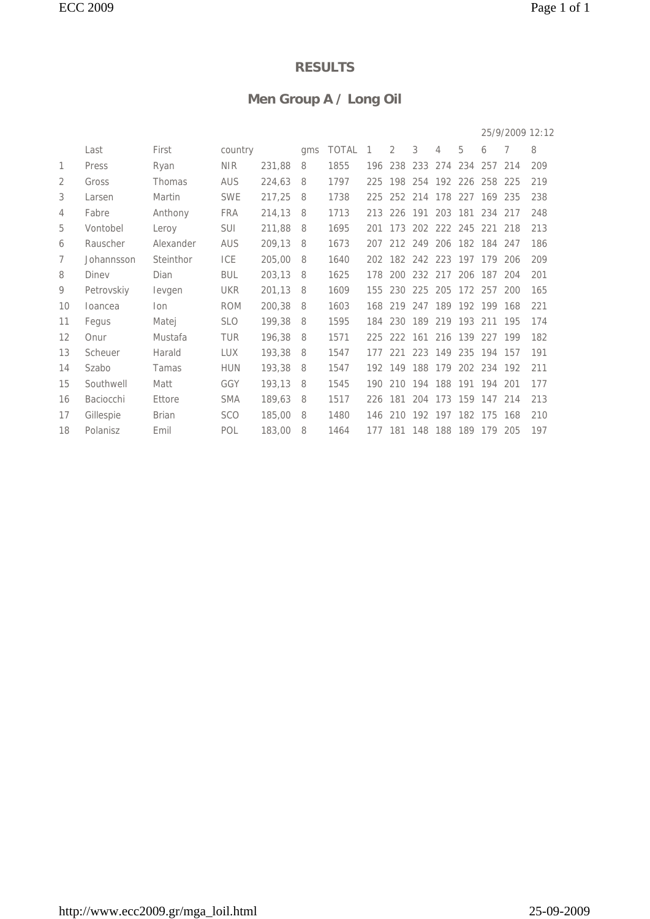## RESULTS

## Men Group A / Long Oil

25/9/2009 12:12

| | Last | First | country | | gms | TOTAL | 1 | 2 | 3 | 4 | 5 | 6 | 7 | 8 |
|---|---|---|---|---|---|---|---|---|---|---|---|---|---|---|
| 1 | Press | Ryan | NIR | 231,88 | 8 | 1855 | 196 | 238 | 233 | 274 | 234 | 257 | 214 | 209 |
| 2 | Gross | Thomas | AUS | 224,63 | 8 | 1797 | 225 | 198 | 254 | 192 | 226 | 258 | 225 | 219 |
| 3 | Larsen | Martin | SWE | 217,25 | 8 | 1738 | 225 | 252 | 214 | 178 | 227 | 169 | 235 | 238 |
| 4 | Fabre | Anthony | FRA | 214,13 | 8 | 1713 | 213 | 226 | 191 | 203 | 181 | 234 | 217 | 248 |
| 5 | Vontobel | Leroy | SUI | 211,88 | 8 | 1695 | 201 | 173 | 202 | 222 | 245 | 221 | 218 | 213 |
| 6 | Rauscher | Alexander | AUS | 209,13 | 8 | 1673 | 207 | 212 | 249 | 206 | 182 | 184 | 247 | 186 |
| 7 | Johannsson | Steinthor | ICE | 205,00 | 8 | 1640 | 202 | 182 | 242 | 223 | 197 | 179 | 206 | 209 |
| 8 | Dinev | Dian | BUL | 203,13 | 8 | 1625 | 178 | 200 | 232 | 217 | 206 | 187 | 204 | 201 |
| 9 | Petrovskiy | Ievgen | UKR | 201,13 | 8 | 1609 | 155 | 230 | 225 | 205 | 172 | 257 | 200 | 165 |
| 10 | Ioancea | Ion | ROM | 200,38 | 8 | 1603 | 168 | 219 | 247 | 189 | 192 | 199 | 168 | 221 |
| 11 | Fegus | Matej | SLO | 199,38 | 8 | 1595 | 184 | 230 | 189 | 219 | 193 | 211 | 195 | 174 |
| 12 | Onur | Mustafa | TUR | 196,38 | 8 | 1571 | 225 | 222 | 161 | 216 | 139 | 227 | 199 | 182 |
| 13 | Scheuer | Harald | LUX | 193,38 | 8 | 1547 | 177 | 221 | 223 | 149 | 235 | 194 | 157 | 191 |
| 14 | Szabo | Tamas | HUN | 193,38 | 8 | 1547 | 192 | 149 | 188 | 179 | 202 | 234 | 192 | 211 |
| 15 | Southwell | Matt | GGY | 193,13 | 8 | 1545 | 190 | 210 | 194 | 188 | 191 | 194 | 201 | 177 |
| 16 | Baciocchi | Ettore | SMA | 189,63 | 8 | 1517 | 226 | 181 | 204 | 173 | 159 | 147 | 214 | 213 |
| 17 | Gillespie | Brian | SCO | 185,00 | 8 | 1480 | 146 | 210 | 192 | 197 | 182 | 175 | 168 | 210 |
| 18 | Polanisz | Emil | POL | 183,00 | 8 | 1464 | 177 | 181 | 148 | 188 | 189 | 179 | 205 | 197 |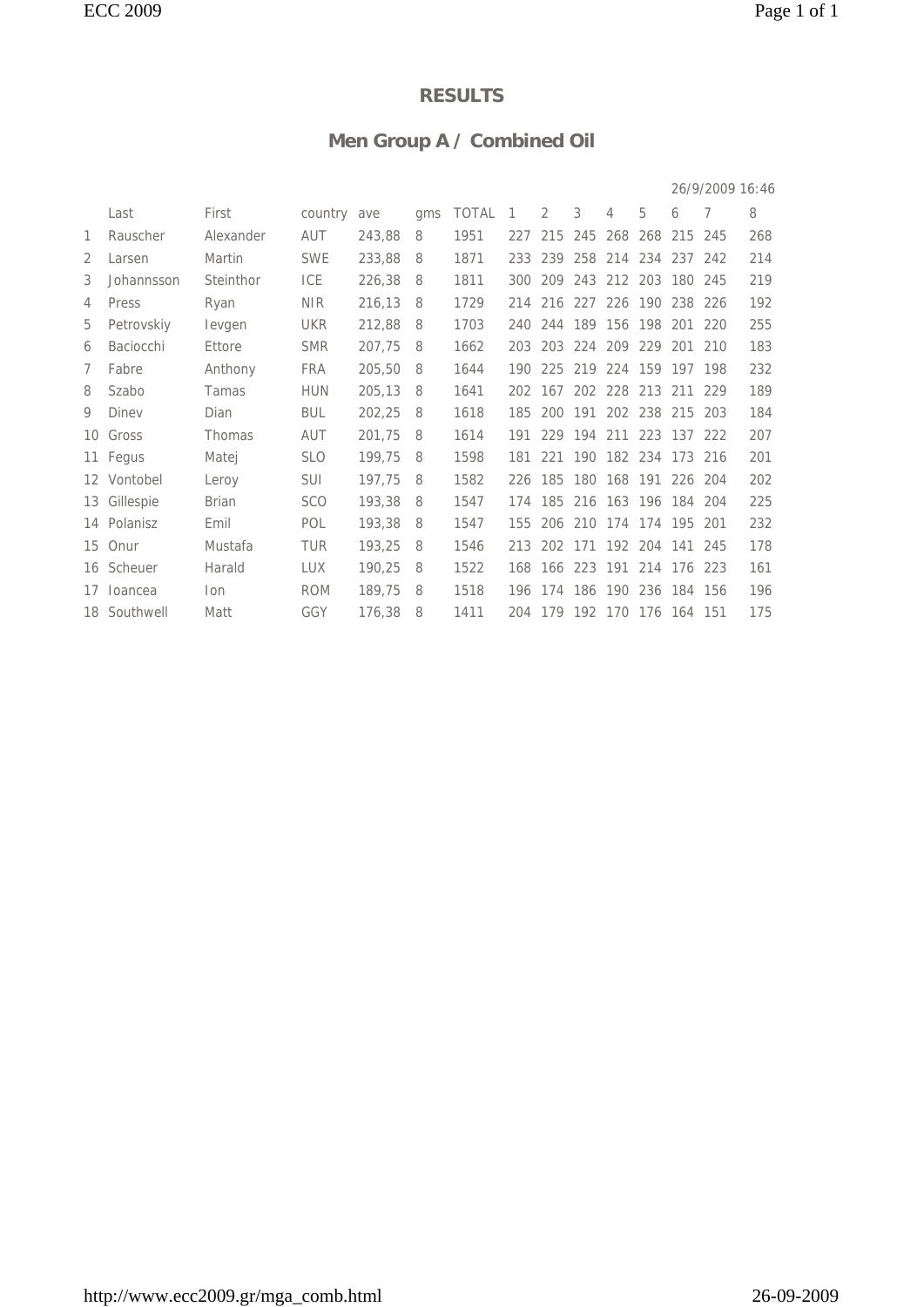## RESULTS

## Men Group A / Combined Oil

26/9/2009 16:46

| | Last | First | country | ave | gms | TOTAL | 1 | 2 | 3 | 4 | 5 | 6 | 7 | 8 |
|---|---|---|---|---|---|---|---|---|---|---|---|---|---|---|
| 1 | Rauscher | Alexander | AUT | 243,88 | 8 | 1951 | 227 | 215 | 245 | 268 | 268 | 215 | 245 | 268 |
| 2 | Larsen | Martin | SWE | 233,88 | 8 | 1871 | 233 | 239 | 258 | 214 | 234 | 237 | 242 | 214 |
| 3 | Johannsson | Steinthor | ICE | 226,38 | 8 | 1811 | 300 | 209 | 243 | 212 | 203 | 180 | 245 | 219 |
| 4 | Press | Ryan | NIR | 216,13 | 8 | 1729 | 214 | 216 | 227 | 226 | 190 | 238 | 226 | 192 |
| 5 | Petrovskiy | Ievgen | UKR | 212,88 | 8 | 1703 | 240 | 244 | 189 | 156 | 198 | 201 | 220 | 255 |
| 6 | Baciocchi | Ettore | SMR | 207,75 | 8 | 1662 | 203 | 203 | 224 | 209 | 229 | 201 | 210 | 183 |
| 7 | Fabre | Anthony | FRA | 205,50 | 8 | 1644 | 190 | 225 | 219 | 224 | 159 | 197 | 198 | 232 |
| 8 | Szabo | Tamas | HUN | 205,13 | 8 | 1641 | 202 | 167 | 202 | 228 | 213 | 211 | 229 | 189 |
| 9 | Dinev | Dian | BUL | 202,25 | 8 | 1618 | 185 | 200 | 191 | 202 | 238 | 215 | 203 | 184 |
| 10 | Gross | Thomas | AUT | 201,75 | 8 | 1614 | 191 | 229 | 194 | 211 | 223 | 137 | 222 | 207 |
| 11 | Fegus | Matej | SLO | 199,75 | 8 | 1598 | 181 | 221 | 190 | 182 | 234 | 173 | 216 | 201 |
| 12 | Vontobel | Leroy | SUI | 197,75 | 8 | 1582 | 226 | 185 | 180 | 168 | 191 | 226 | 204 | 202 |
| 13 | Gillespie | Brian | SCO | 193,38 | 8 | 1547 | 174 | 185 | 216 | 163 | 196 | 184 | 204 | 225 |
| 14 | Polanisz | Emil | POL | 193,38 | 8 | 1547 | 155 | 206 | 210 | 174 | 174 | 195 | 201 | 232 |
| 15 | Onur | Mustafa | TUR | 193,25 | 8 | 1546 | 213 | 202 | 171 | 192 | 204 | 141 | 245 | 178 |
| 16 | Scheuer | Harald | LUX | 190,25 | 8 | 1522 | 168 | 166 | 223 | 191 | 214 | 176 | 223 | 161 |
| 17 | Ioancea | Ion | ROM | 189,75 | 8 | 1518 | 196 | 174 | 186 | 190 | 236 | 184 | 156 | 196 |
| 18 | Southwell | Matt | GGY | 176,38 | 8 | 1411 | 204 | 179 | 192 | 170 | 176 | 164 | 151 | 175 |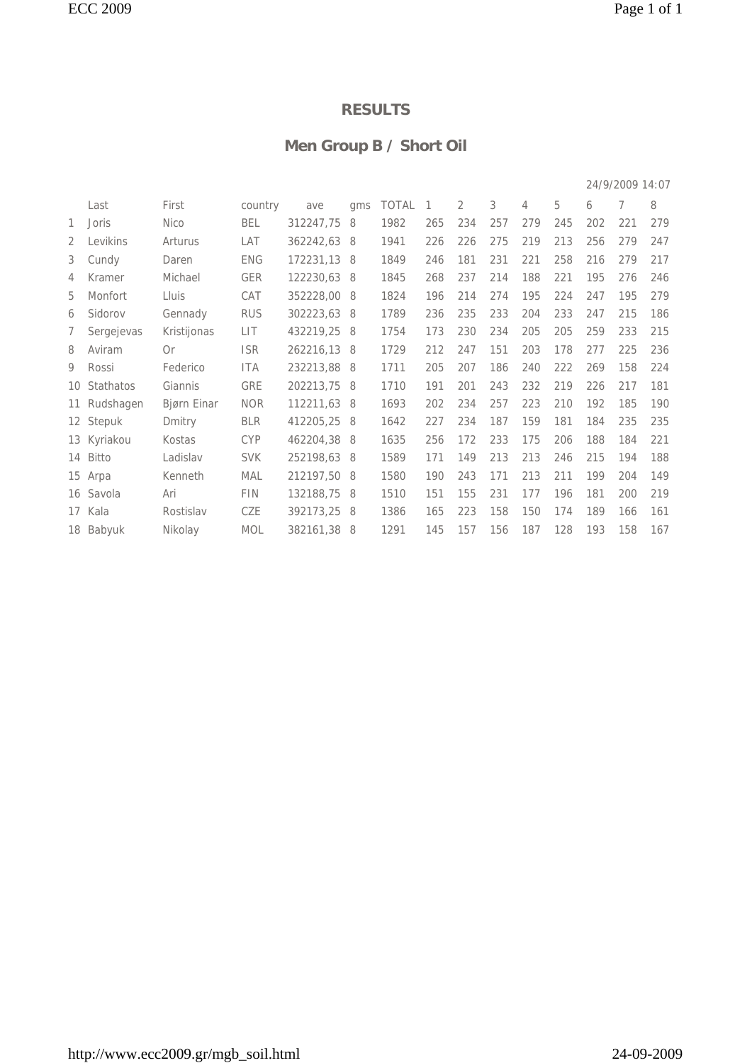## RESULTS

## Men Group B / Short Oil

24/9/2009 14:07

| | Last | First | country | ave | gms | TOTAL | 1 | 2 | 3 | 4 | 5 | 6 | 7 | 8 |
|---|---|---|---|---|---|---|---|---|---|---|---|---|---|---|
| 1 | Joris | Nico | BEL | 312247,75 | 8 | 1982 | 265 | 234 | 257 | 279 | 245 | 202 | 221 | 279 |
| 2 | Levikins | Arturus | LAT | 362242,63 | 8 | 1941 | 226 | 226 | 275 | 219 | 213 | 256 | 279 | 247 |
| 3 | Cundy | Daren | ENG | 172231,13 | 8 | 1849 | 246 | 181 | 231 | 221 | 258 | 216 | 279 | 217 |
| 4 | Kramer | Michael | GER | 122230,63 | 8 | 1845 | 268 | 237 | 214 | 188 | 221 | 195 | 276 | 246 |
| 5 | Monfort | Lluis | CAT | 352228,00 | 8 | 1824 | 196 | 214 | 274 | 195 | 224 | 247 | 195 | 279 |
| 6 | Sidorov | Gennady | RUS | 302223,63 | 8 | 1789 | 236 | 235 | 233 | 204 | 233 | 247 | 215 | 186 |
| 7 | Sergejevas | Kristijonas | LIT | 432219,25 | 8 | 1754 | 173 | 230 | 234 | 205 | 205 | 259 | 233 | 215 |
| 8 | Aviram | Or | ISR | 262216,13 | 8 | 1729 | 212 | 247 | 151 | 203 | 178 | 277 | 225 | 236 |
| 9 | Rossi | Federico | ITA | 232213,88 | 8 | 1711 | 205 | 207 | 186 | 240 | 222 | 269 | 158 | 224 |
| 10 | Stathatos | Giannis | GRE | 202213,75 | 8 | 1710 | 191 | 201 | 243 | 232 | 219 | 226 | 217 | 181 |
| 11 | Rudshagen | Bjørn Einar | NOR | 112211,63 | 8 | 1693 | 202 | 234 | 257 | 223 | 210 | 192 | 185 | 190 |
| 12 | Stepuk | Dmitry | BLR | 412205,25 | 8 | 1642 | 227 | 234 | 187 | 159 | 181 | 184 | 235 | 235 |
| 13 | Kyriakou | Kostas | CYP | 462204,38 | 8 | 1635 | 256 | 172 | 233 | 175 | 206 | 188 | 184 | 221 |
| 14 | Bitto | Ladislav | SVK | 252198,63 | 8 | 1589 | 171 | 149 | 213 | 213 | 246 | 215 | 194 | 188 |
| 15 | Arpa | Kenneth | MAL | 212197,50 | 8 | 1580 | 190 | 243 | 171 | 213 | 211 | 199 | 204 | 149 |
| 16 | Savola | Ari | FIN | 132188,75 | 8 | 1510 | 151 | 155 | 231 | 177 | 196 | 181 | 200 | 219 |
| 17 | Kala | Rostislav | CZE | 392173,25 | 8 | 1386 | 165 | 223 | 158 | 150 | 174 | 189 | 166 | 161 |
| 18 | Babyuk | Nikolay | MOL | 382161,38 | 8 | 1291 | 145 | 157 | 156 | 187 | 128 | 193 | 158 | 167 |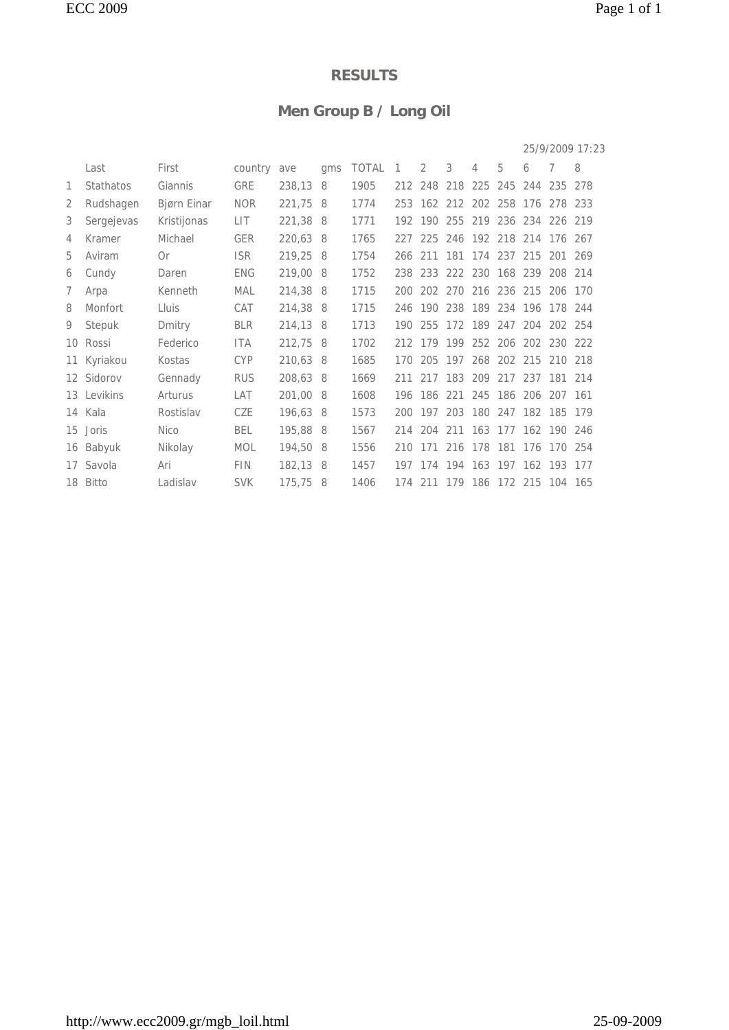# RESULTS

## Men Group B / Long Oil

25/9/2009 17:23

| | Last | First | country | ave | gms | TOTAL | 1 | 2 | 3 | 4 | 5 | 6 | 7 | 8 |
|---|---|---|---|---|---|---|---|---|---|---|---|---|---|---|
| 1 | Stathatos | Giannis | GRE | 238,13 | 8 | 1905 | 212 | 248 | 218 | 225 | 245 | 244 | 235 | 278 |
| 2 | Rudshagen | Bjørn Einar | NOR | 221,75 | 8 | 1774 | 253 | 162 | 212 | 202 | 258 | 176 | 278 | 233 |
| 3 | Sergejevas | Kristijonas | LIT | 221,38 | 8 | 1771 | 192 | 190 | 255 | 219 | 236 | 234 | 226 | 219 |
| 4 | Kramer | Michael | GER | 220,63 | 8 | 1765 | 227 | 225 | 246 | 192 | 218 | 214 | 176 | 267 |
| 5 | Aviram | Or | ISR | 219,25 | 8 | 1754 | 266 | 211 | 181 | 174 | 237 | 215 | 201 | 269 |
| 6 | Cundy | Daren | ENG | 219,00 | 8 | 1752 | 238 | 233 | 222 | 230 | 168 | 239 | 208 | 214 |
| 7 | Arpa | Kenneth | MAL | 214,38 | 8 | 1715 | 200 | 202 | 270 | 216 | 236 | 215 | 206 | 170 |
| 8 | Monfort | Lluis | CAT | 214,38 | 8 | 1715 | 246 | 190 | 238 | 189 | 234 | 196 | 178 | 244 |
| 9 | Stepuk | Dmitry | BLR | 214,13 | 8 | 1713 | 190 | 255 | 172 | 189 | 247 | 204 | 202 | 254 |
| 10 | Rossi | Federico | ITA | 212,75 | 8 | 1702 | 212 | 179 | 199 | 252 | 206 | 202 | 230 | 222 |
| 11 | Kyriakou | Kostas | CYP | 210,63 | 8 | 1685 | 170 | 205 | 197 | 268 | 202 | 215 | 210 | 218 |
| 12 | Sidorov | Gennady | RUS | 208,63 | 8 | 1669 | 211 | 217 | 183 | 209 | 217 | 237 | 181 | 214 |
| 13 | Levikins | Arturus | LAT | 201,00 | 8 | 1608 | 196 | 186 | 221 | 245 | 186 | 206 | 207 | 161 |
| 14 | Kala | Rostislav | CZE | 196,63 | 8 | 1573 | 200 | 197 | 203 | 180 | 247 | 182 | 185 | 179 |
| 15 | Joris | Nico | BEL | 195,88 | 8 | 1567 | 214 | 204 | 211 | 163 | 177 | 162 | 190 | 246 |
| 16 | Babyuk | Nikolay | MOL | 194,50 | 8 | 1556 | 210 | 171 | 216 | 178 | 181 | 176 | 170 | 254 |
| 17 | Savola | Ari | FIN | 182,13 | 8 | 1457 | 197 | 174 | 194 | 163 | 197 | 162 | 193 | 177 |
| 18 | Bitto | Ladislav | SVK | 175,75 | 8 | 1406 | 174 | 211 | 179 | 186 | 172 | 215 | 104 | 165 |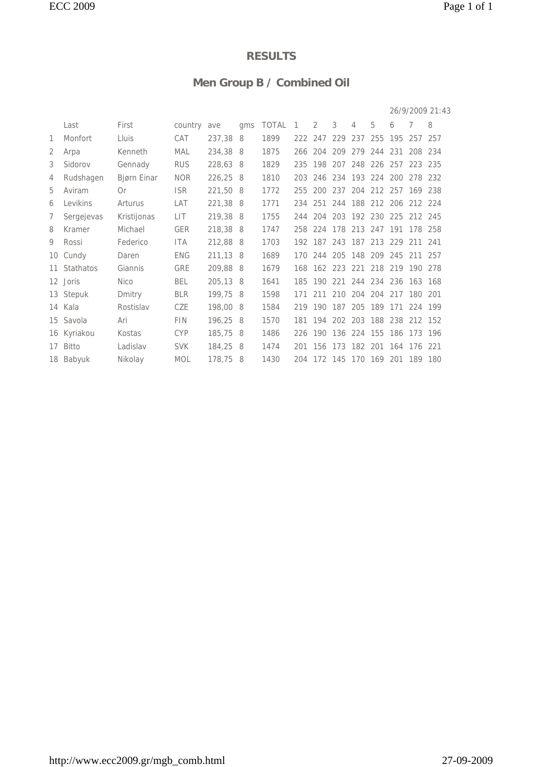## RESULTS

## Men Group B / Combined Oil

26/9/2009 21:43

| | Last | First | country | ave | gms | TOTAL | 1 | 2 | 3 | 4 | 5 | 6 | 7 | 8 |
|---|---|---|---|---|---|---|---|---|---|---|---|---|---|---|
| 1 | Monfort | Lluis | CAT | 237,38 | 8 | 1899 | 222 | 247 | 229 | 237 | 255 | 195 | 257 | 257 |
| 2 | Arpa | Kenneth | MAL | 234,38 | 8 | 1875 | 266 | 204 | 209 | 279 | 244 | 231 | 208 | 234 |
| 3 | Sidorov | Gennady | RUS | 228,63 | 8 | 1829 | 235 | 198 | 207 | 248 | 226 | 257 | 223 | 235 |
| 4 | Rudshagen | Bjørn Einar | NOR | 226,25 | 8 | 1810 | 203 | 246 | 234 | 193 | 224 | 200 | 278 | 232 |
| 5 | Aviram | Or | ISR | 221,50 | 8 | 1772 | 255 | 200 | 237 | 204 | 212 | 257 | 169 | 238 |
| 6 | Levikins | Arturus | LAT | 221,38 | 8 | 1771 | 234 | 251 | 244 | 188 | 212 | 206 | 212 | 224 |
| 7 | Sergejevas | Kristijonas | LIT | 219,38 | 8 | 1755 | 244 | 204 | 203 | 192 | 230 | 225 | 212 | 245 |
| 8 | Kramer | Michael | GER | 218,38 | 8 | 1747 | 258 | 224 | 178 | 213 | 247 | 191 | 178 | 258 |
| 9 | Rossi | Federico | ITA | 212,88 | 8 | 1703 | 192 | 187 | 243 | 187 | 213 | 229 | 211 | 241 |
| 10 | Cundy | Daren | ENG | 211,13 | 8 | 1689 | 170 | 244 | 205 | 148 | 209 | 245 | 211 | 257 |
| 11 | Stathatos | Giannis | GRE | 209,88 | 8 | 1679 | 168 | 162 | 223 | 221 | 218 | 219 | 190 | 278 |
| 12 | Joris | Nico | BEL | 205,13 | 8 | 1641 | 185 | 190 | 221 | 244 | 234 | 236 | 163 | 168 |
| 13 | Stepuk | Dmitry | BLR | 199,75 | 8 | 1598 | 171 | 211 | 210 | 204 | 204 | 217 | 180 | 201 |
| 14 | Kala | Rostislav | CZE | 198,00 | 8 | 1584 | 219 | 190 | 187 | 205 | 189 | 171 | 224 | 199 |
| 15 | Savola | Ari | FIN | 196,25 | 8 | 1570 | 181 | 194 | 202 | 203 | 188 | 238 | 212 | 152 |
| 16 | Kyriakou | Kostas | CYP | 185,75 | 8 | 1486 | 226 | 190 | 136 | 224 | 155 | 186 | 173 | 196 |
| 17 | Bitto | Ladislav | SVK | 184,25 | 8 | 1474 | 201 | 156 | 173 | 182 | 201 | 164 | 176 | 221 |
| 18 | Babyuk | Nikolay | MOL | 178,75 | 8 | 1430 | 204 | 172 | 145 | 170 | 169 | 201 | 189 | 180 |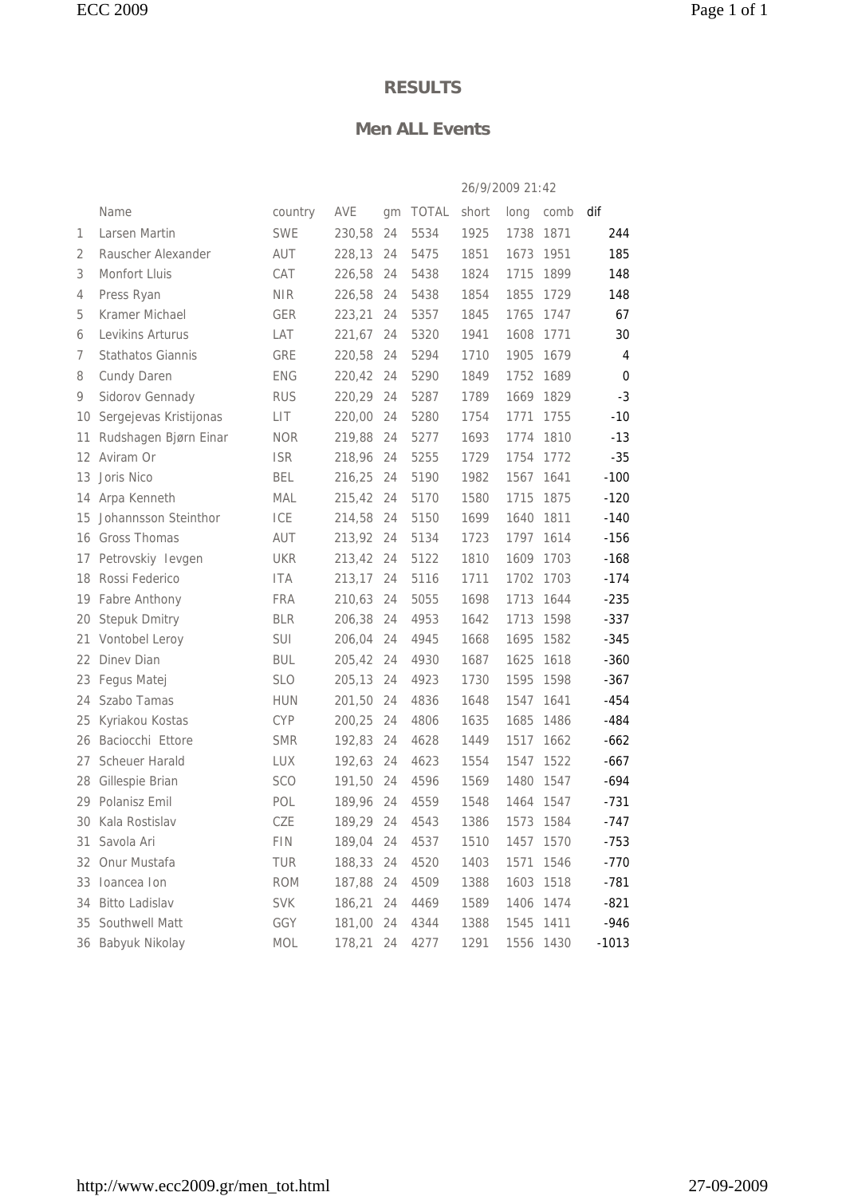## RESULTS

## Men ALL Events

26/9/2009 21:42

| | Name | country | AVE | gm | TOTAL | short | long | comb | dif |
|---|---|---|---|---|---|---|---|---|---|
| 1 | Larsen Martin | SWE | 230,58 | 24 | 5534 | 1925 | 1738 | 1871 | 244 |
| 2 | Rauscher Alexander | AUT | 228,13 | 24 | 5475 | 1851 | 1673 | 1951 | 185 |
| 3 | Monfort Lluis | CAT | 226,58 | 24 | 5438 | 1824 | 1715 | 1899 | 148 |
| 4 | Press Ryan | NIR | 226,58 | 24 | 5438 | 1854 | 1855 | 1729 | 148 |
| 5 | Kramer Michael | GER | 223,21 | 24 | 5357 | 1845 | 1765 | 1747 | 67 |
| 6 | Levikins Arturus | LAT | 221,67 | 24 | 5320 | 1941 | 1608 | 1771 | 30 |
| 7 | Stathatos Giannis | GRE | 220,58 | 24 | 5294 | 1710 | 1905 | 1679 | 4 |
| 8 | Cundy Daren | ENG | 220,42 | 24 | 5290 | 1849 | 1752 | 1689 | 0 |
| 9 | Sidorov Gennady | RUS | 220,29 | 24 | 5287 | 1789 | 1669 | 1829 | -3 |
| 10 | Sergejevas Kristijonas | LIT | 220,00 | 24 | 5280 | 1754 | 1771 | 1755 | -10 |
| 11 | Rudshagen Bjørn Einar | NOR | 219,88 | 24 | 5277 | 1693 | 1774 | 1810 | -13 |
| 12 | Aviram Or | ISR | 218,96 | 24 | 5255 | 1729 | 1754 | 1772 | -35 |
| 13 | Joris Nico | BEL | 216,25 | 24 | 5190 | 1982 | 1567 | 1641 | -100 |
| 14 | Arpa Kenneth | MAL | 215,42 | 24 | 5170 | 1580 | 1715 | 1875 | -120 |
| 15 | Johannsson Steinthor | ICE | 214,58 | 24 | 5150 | 1699 | 1640 | 1811 | -140 |
| 16 | Gross Thomas | AUT | 213,92 | 24 | 5134 | 1723 | 1797 | 1614 | -156 |
| 17 | Petrovskiy Ievgen | UKR | 213,42 | 24 | 5122 | 1810 | 1609 | 1703 | -168 |
| 18 | Rossi Federico | ITA | 213,17 | 24 | 5116 | 1711 | 1702 | 1703 | -174 |
| 19 | Fabre Anthony | FRA | 210,63 | 24 | 5055 | 1698 | 1713 | 1644 | -235 |
| 20 | Stepuk Dmitry | BLR | 206,38 | 24 | 4953 | 1642 | 1713 | 1598 | -337 |
| 21 | Vontobel Leroy | SUI | 206,04 | 24 | 4945 | 1668 | 1695 | 1582 | -345 |
| 22 | Dinev Dian | BUL | 205,42 | 24 | 4930 | 1687 | 1625 | 1618 | -360 |
| 23 | Fegus Matej | SLO | 205,13 | 24 | 4923 | 1730 | 1595 | 1598 | -367 |
| 24 | Szabo Tamas | HUN | 201,50 | 24 | 4836 | 1648 | 1547 | 1641 | -454 |
| 25 | Kyriakou Kostas | CYP | 200,25 | 24 | 4806 | 1635 | 1685 | 1486 | -484 |
| 26 | Baciocchi Ettore | SMR | 192,83 | 24 | 4628 | 1449 | 1517 | 1662 | -662 |
| 27 | Scheuer Harald | LUX | 192,63 | 24 | 4623 | 1554 | 1547 | 1522 | -667 |
| 28 | Gillespie Brian | SCO | 191,50 | 24 | 4596 | 1569 | 1480 | 1547 | -694 |
| 29 | Polanisz Emil | POL | 189,96 | 24 | 4559 | 1548 | 1464 | 1547 | -731 |
| 30 | Kala Rostislav | CZE | 189,29 | 24 | 4543 | 1386 | 1573 | 1584 | -747 |
| 31 | Savola Ari | FIN | 189,04 | 24 | 4537 | 1510 | 1457 | 1570 | -753 |
| 32 | Onur Mustafa | TUR | 188,33 | 24 | 4520 | 1403 | 1571 | 1546 | -770 |
| 33 | Ioancea Ion | ROM | 187,88 | 24 | 4509 | 1388 | 1603 | 1518 | -781 |
| 34 | Bitto Ladislav | SVK | 186,21 | 24 | 4469 | 1589 | 1406 | 1474 | -821 |
| 35 | Southwell Matt | GGY | 181,00 | 24 | 4344 | 1388 | 1545 | 1411 | -946 |
| 36 | Babyuk Nikolay | MOL | 178,21 | 24 | 4277 | 1291 | 1556 | 1430 | -1013 |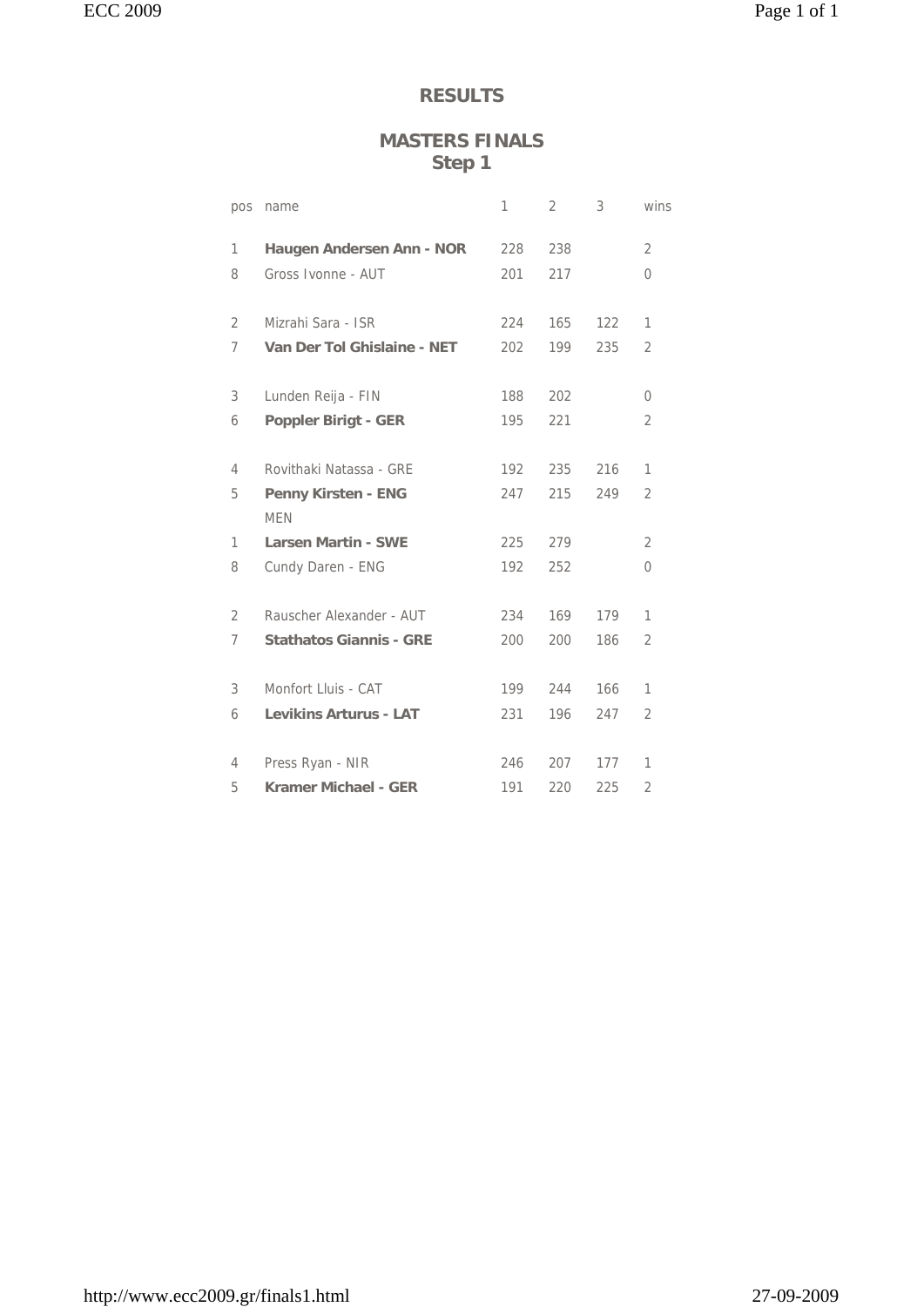# RESULTS

## MASTERS FINALS
## Step 1

| pos | name | 1 | 2 | 3 | wins |
|---|---|---|---|---|---|
| 1 | **Haugen Andersen Ann - NOR** | 228 | 238 | | 2 |
| 8 | Gross Ivonne - AUT | 201 | 217 | | 0 |
| | | | | | |
| 2 | Mizrahi Sara - ISR | 224 | 165 | 122 | 1 |
| 7 | **Van Der Tol Ghislaine - NET** | 202 | 199 | 235 | 2 |
| | | | | | |
| 3 | Lunden Reija - FIN | 188 | 202 | | 0 |
| 6 | **Poppler Birigt - GER** | 195 | 221 | | 2 |
| | | | | | |
| 4 | Rovithaki Natassa - GRE | 192 | 235 | 216 | 1 |
| 5 | **Penny Kirsten - ENG** | 247 | 215 | 249 | 2 |
| | MEN | | | | |
| 1 | **Larsen Martin - SWE** | 225 | 279 | | 2 |
| 8 | Cundy Daren - ENG | 192 | 252 | | 0 |
| | | | | | |
| 2 | Rauscher Alexander - AUT | 234 | 169 | 179 | 1 |
| 7 | **Stathatos Giannis - GRE** | 200 | 200 | 186 | 2 |
| | | | | | |
| 3 | Monfort Lluis - CAT | 199 | 244 | 166 | 1 |
| 6 | **Levikins Arturus - LAT** | 231 | 196 | 247 | 2 |
| | | | | | |
| 4 | Press Ryan - NIR | 246 | 207 | 177 | 1 |
| 5 | **Kramer Michael - GER** | 191 | 220 | 225 | 2 |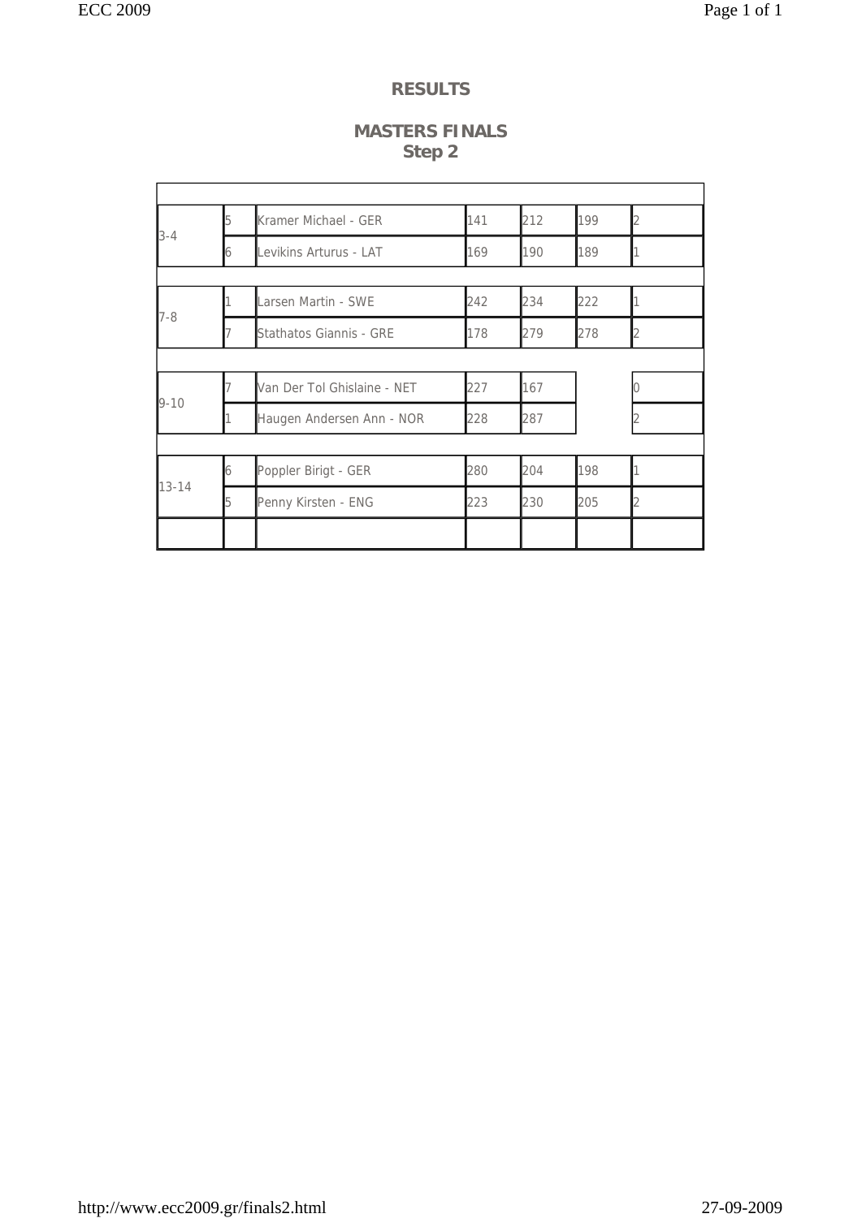## RESULTS

## MASTERS FINALS
## Step 2

| | | | | | | |
|---|---|---|---|---|---|---|
| 3-4 | 5 | Kramer Michael - GER | 141 | 212 | 199 | 2 |
| | 6 | Levikins Arturus - LAT | 169 | 190 | 189 | 1 |
| 7-8 | 1 | Larsen Martin - SWE | 242 | 234 | 222 | 1 |
| | 7 | Stathatos Giannis - GRE | 178 | 279 | 278 | 2 |
| 9-10 | 7 | Van Der Tol Ghislaine - NET | 227 | 167 | | 0 |
| | 1 | Haugen Andersen Ann - NOR | 228 | 287 | | 2 |
| 13-14 | 6 | Poppler Birigt - GER | 280 | 204 | 198 | 1 |
| | 5 | Penny Kirsten - ENG | 223 | 230 | 205 | 2 |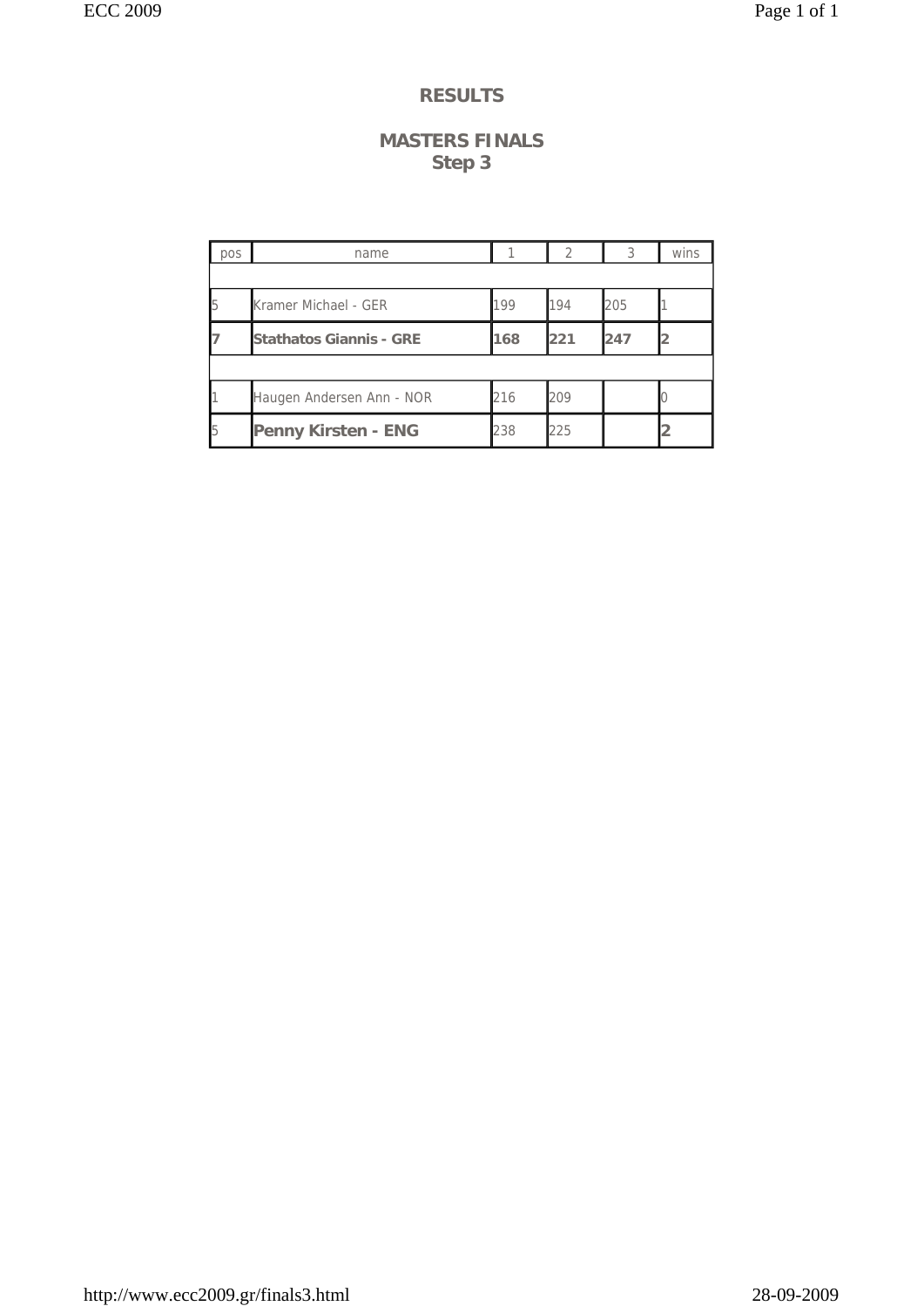# RESULTS

## MASTERS FINALS
## Step 3

| pos | name | 1 | 2 | 3 | wins |
|---|---|---|---|---|---|
| | | | | | |
| 5 | Kramer Michael - GER | 199 | 194 | 205 | 1 |
| **7** | **Stathatos Giannis - GRE** | **168** | **221** | **247** | **2** |
| | | | | | |
| 1 | Haugen Andersen Ann - NOR | 216 | 209 | | 0 |
| 5 | **Penny Kirsten - ENG** | 238 | 225 | | **2** |